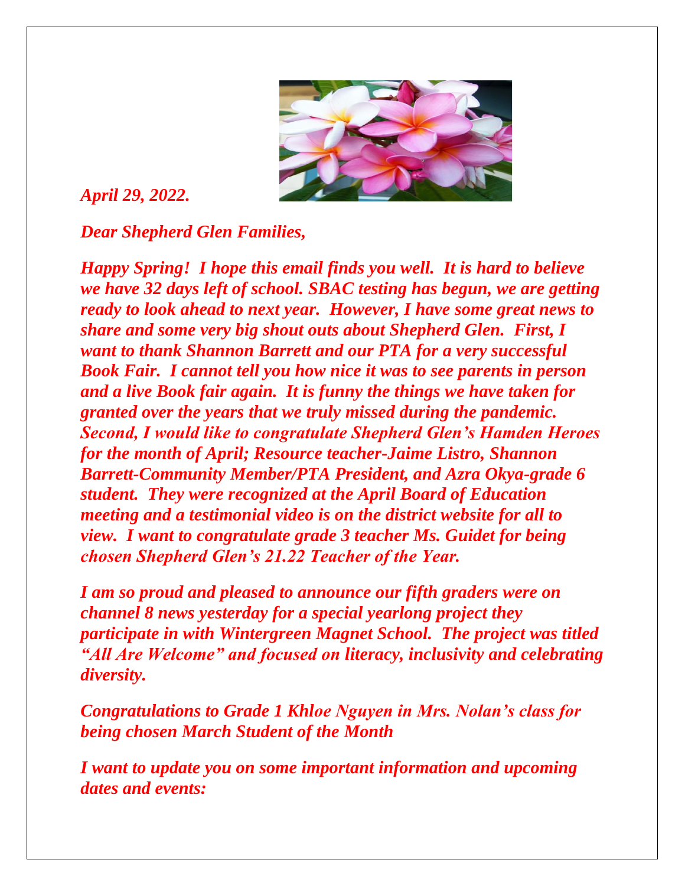*April 29, 2022.*

*Dear Shepherd Glen Families,*

*Happy Spring! I hope this email finds you well. It is hard to believe we have 32 days left of school. SBAC testing has begun, we are getting ready to look ahead to next year. However, I have some great news to share and some very big shout outs about Shepherd Glen. First, I want to thank Shannon Barrett and our PTA for a very successful Book Fair. I cannot tell you how nice it was to see parents in person and a live Book fair again. It is funny the things we have taken for granted over the years that we truly missed during the pandemic. Second, I would like to congratulate Shepherd Glen's Hamden Heroes for the month of April; Resource teacher-Jaime Listro, Shannon Barrett-Community Member/PTA President, and Azra Okya-grade 6 student. They were recognized at the April Board of Education meeting and a testimonial video is on the district website for all to view. I want to congratulate grade 3 teacher Ms. Guidet for being chosen Shepherd Glen's 21.22 Teacher of the Year.*

*I am so proud and pleased to announce our fifth graders were on channel 8 news yesterday for a special yearlong project they participate in with Wintergreen Magnet School. The project was titled "All Are Welcome" and focused on literacy, inclusivity and celebrating diversity.*

*Congratulations to Grade 1 Khloe Nguyen in Mrs. Nolan's class for being chosen March Student of the Month*

*I want to update you on some important information and upcoming dates and events:*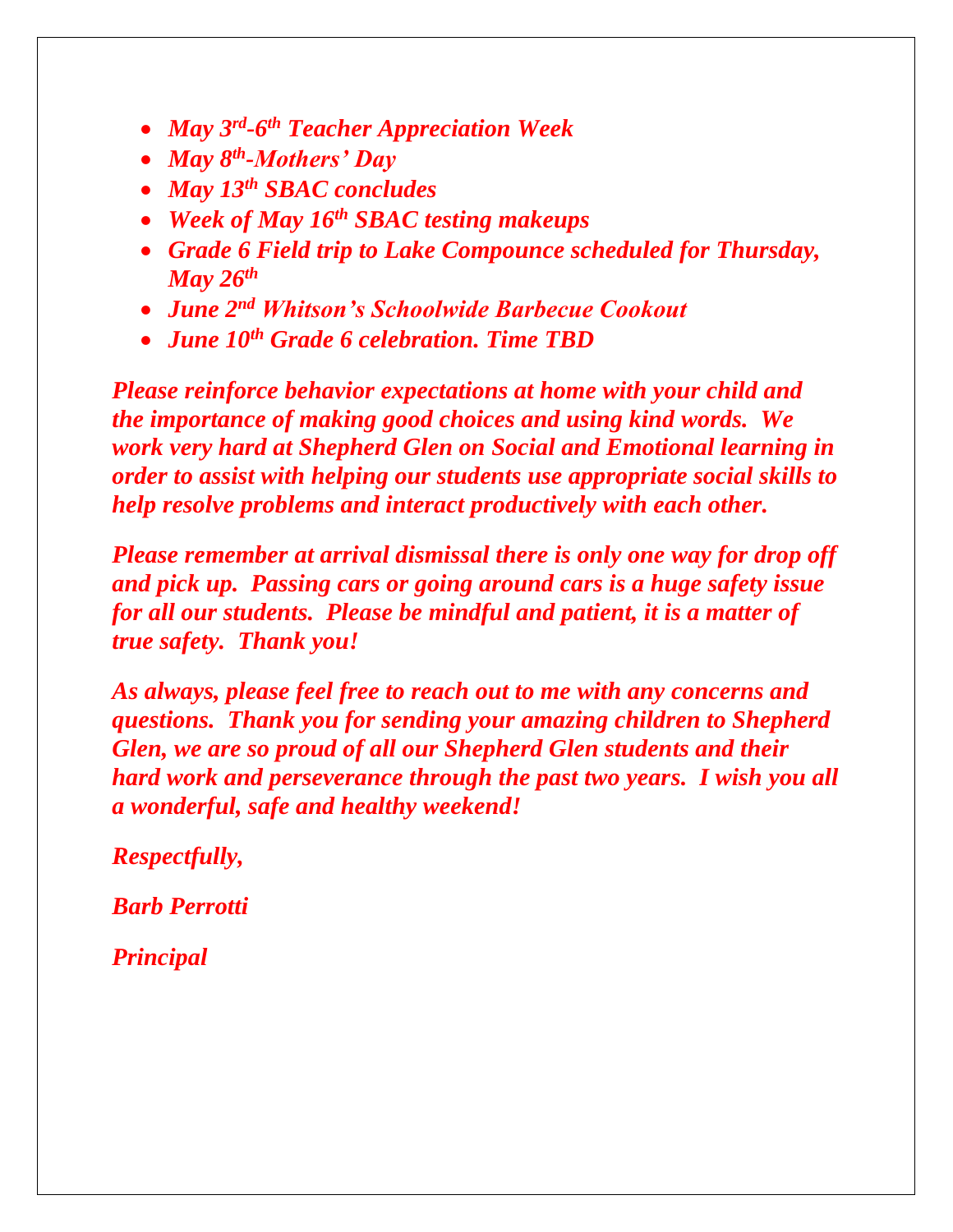- *May 3rd-6th Teacher Appreciation Week*
- *May 8th-Mothers' Day*
- *May 13th SBAC concludes*
- *Week of May 16th SBAC testing makeups*
- *Grade 6 Field trip to Lake Compounce scheduled for Thursday, May 26th*
- *June 2nd Whitson's Schoolwide Barbecue Cookout*
- *June 10th Grade 6 celebration. Time TBD*

*Please reinforce behavior expectations at home with your child and the importance of making good choices and using kind words. We work very hard at Shepherd Glen on Social and Emotional learning in order to assist with helping our students use appropriate social skills to help resolve problems and interact productively with each other.*

*Please remember at arrival dismissal there is only one way for drop off and pick up. Passing cars or going around cars is a huge safety issue for all our students. Please be mindful and patient, it is a matter of true safety. Thank you!*

*As always, please feel free to reach out to me with any concerns and questions. Thank you for sending your amazing children to Shepherd Glen, we are so proud of all our Shepherd Glen students and their hard work and perseverance through the past two years. I wish you all a wonderful, safe and healthy weekend!*

*Respectfully,*

*Barb Perrotti*

*Principal*